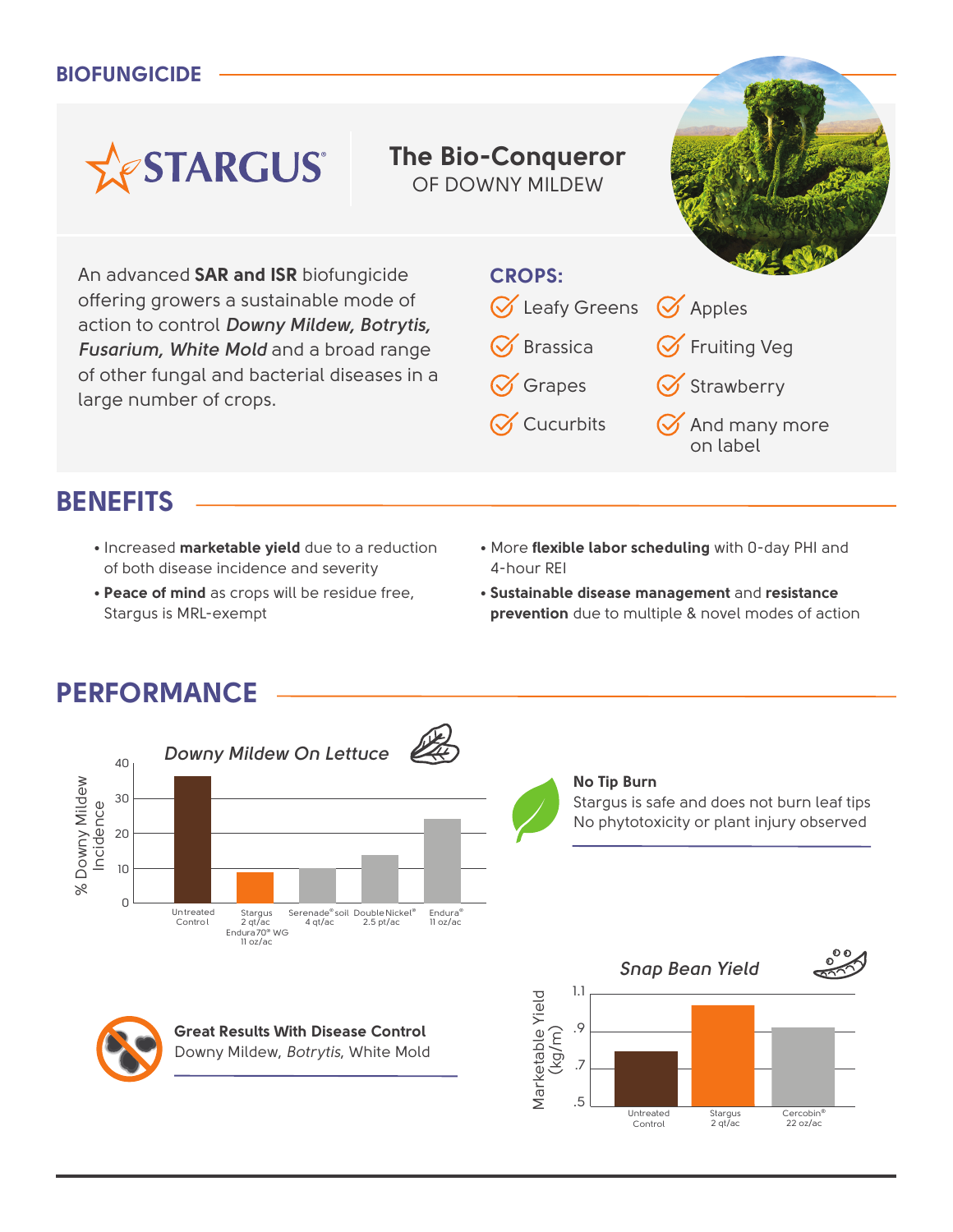BIOFUNGICIDE

# STARGUS®

## The Bio-Conqueror OF DOWNY MILDEW

An advanced **SAR and ISR** biofungicide offering growers a sustainable mode of action to control ***Downy Mildew, Botrytis, Fusarium, White Mold*** and a broad range of other fungal and bacterial diseases in a large number of crops.

**CROPS:**

- Leafy Greens
- Brassica
- Grapes
- Cucurbits
- Apples
- Fruiting Veg
- Strawberry
- And many more on label

## BENEFITS

- Increased **marketable yield** due to a reduction of both disease incidence and severity
- **Peace of mind** as crops will be residue free, Stargus is MRL-exempt
- More **flexible labor scheduling** with 0-day PHI and 4-hour REI
- **Sustainable disease management** and **resistance prevention** due to multiple & novel modes of action

## PERFORMANCE

*Downy Mildew On Lettuce*

% Downy Mildew Incidence

| Treatment | Approx. % Incidence |
|---|---|
| Untreated Control | 36 |
| Stargus 2 qt/ac Endura70® WG 11 oz/ac | 9 |
| Serenade® soil 4 qt/ac | 10 |
| Double Nickel® 2.5 pt/ac | 14 |
| Endura® 11 oz/ac | 24 |

**No Tip Burn**
Stargus is safe and does not burn leaf tips
No phytotoxicity or plant injury observed

**Great Results With Disease Control**
Downy Mildew, *Botrytis*, White Mold

*Snap Bean Yield*

Marketable Yield (kg/m)

| Treatment | Approx. Yield (kg/m) |
|---|---|
| Untreated Control | 0.79 |
| Stargus 2 qt/ac | 1.04 |
| Cercobin® 22 oz/ac | 0.92 |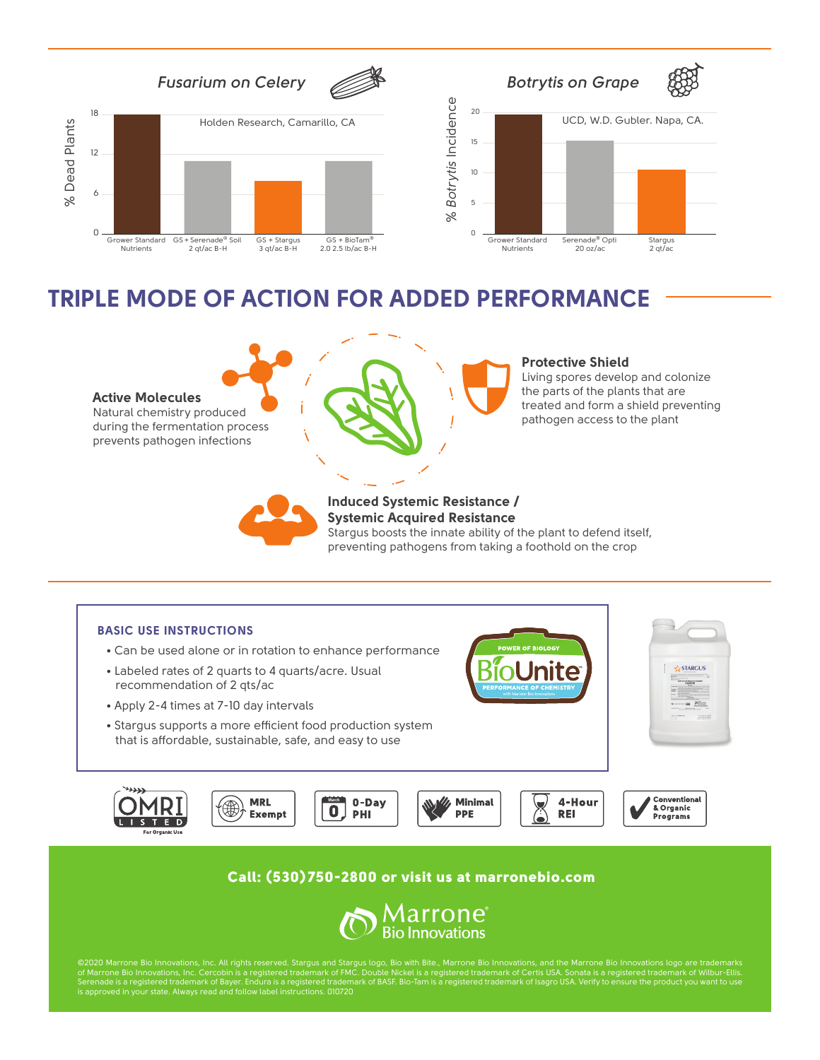*Fusarium on Celery*

% Dead Plants

18
12
6
0

Holden Research, Camarillo, CA

Grower Standard Nutrients
GS + Serenade® Soil 2 qt/ac B-H
GS + Stargus 3 qt/ac B-H
GS + BioTam® 2.0 2.5 lb/ac B-H

*Botrytis on Grape*

% *Botrytis* Incidence

20
15
10
5
0

UCD, W.D. Gubler. Napa, CA.

Grower Standard Nutrients
Serenade® Opti 20 oz/ac
Stargus 2 qt/ac

## TRIPLE MODE OF ACTION FOR ADDED PERFORMANCE

**Active Molecules**
Natural chemistry produced during the fermentation process prevents pathogen infections

**Protective Shield**
Living spores develop and colonize the parts of the plants that are treated and form a shield preventing pathogen access to the plant

**Induced Systemic Resistance / Systemic Acquired Resistance**
Stargus boosts the innate ability of the plant to defend itself, preventing pathogens from taking a foothold on the crop

### BASIC USE INSTRUCTIONS

- Can be used alone or in rotation to enhance performance
- Labeled rates of 2 quarts to 4 quarts/acre. Usual recommendation of 2 qts/ac
- Apply 2-4 times at 7-10 day intervals
- Stargus supports a more efficient food production system that is affordable, sustainable, safe, and easy to use

POWER OF BIOLOGY
BioUnite™
PERFORMANCE OF CHEMISTRY
with Marrone Bio Innovations

OMRI LISTED For Organic Use
MRL Exempt
0-Day PHI
Minimal PPE
4-Hour REI
Conventional & Organic Programs

**Call: (530)750-2800 or visit us at marronebio.com**

Marrone® Bio Innovations

©2020 Marrone Bio Innovations, Inc. All rights reserved. Stargus and Stargus logo, Bio with Bite., Marrone Bio Innovations, and the Marrone Bio Innovations logo are trademarks of Marrone Bio Innovations, Inc. Cercobin is a registered trademark of FMC. Double Nickel is a registered trademark of Certis USA. Sonata is a registered trademark of Wilbur-Ellis. Serenade is a registered trademark of Bayer. Endura is a registered trademark of BASF. Bio-Tam is a registered trademark of Isagro USA. Verify to ensure the product you want to use is approved in your state. Always read and follow label instructions. 010720